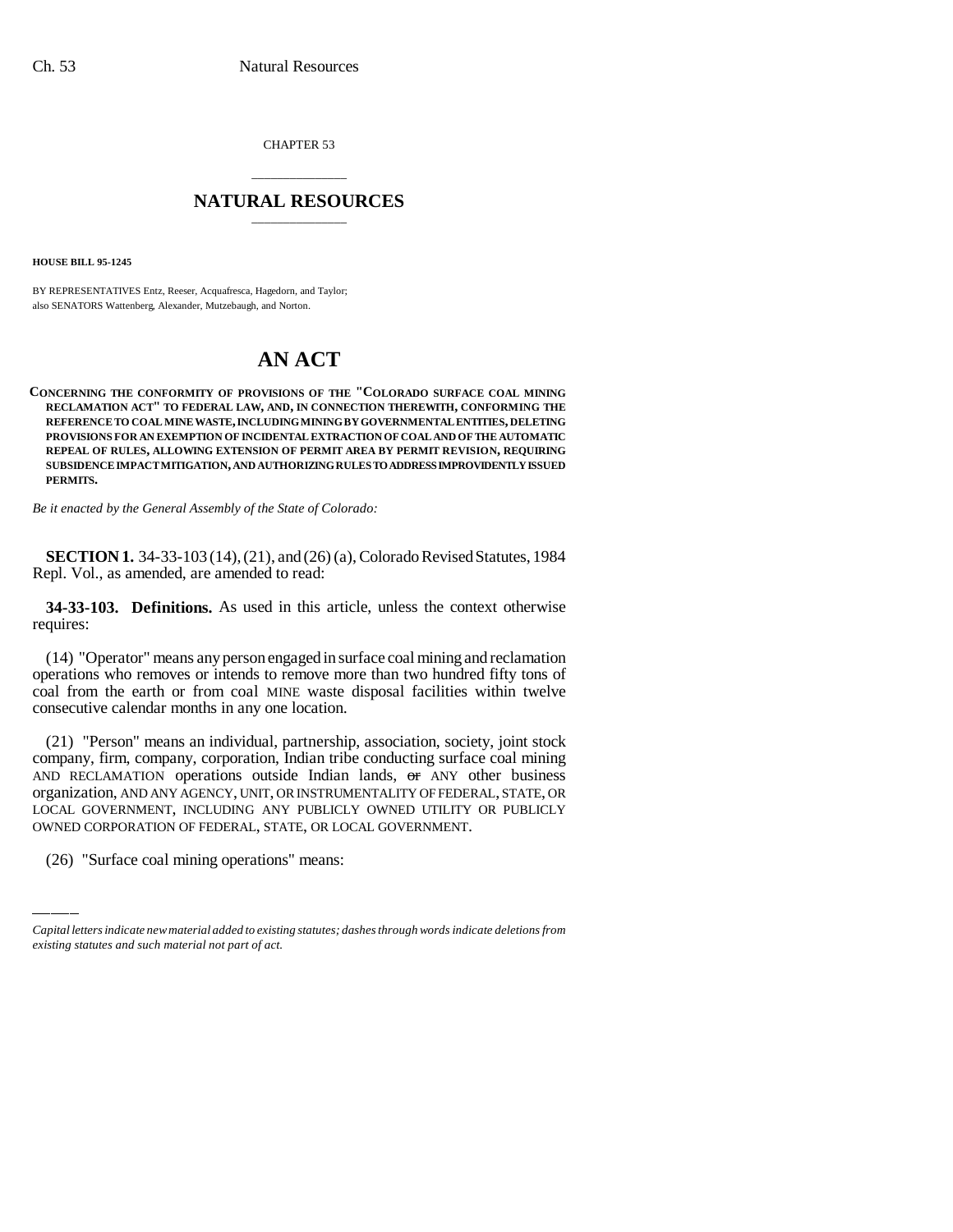CHAPTER 53

# NATURAL RESOURCES

**HOUSE BILL 95-1245**

BY REPRESENTATIVES Entz, Reeser, Acquafresca, Hagedorn, and Taylor;
also SENATORS Wattenberg, Alexander, Mutzebaugh, and Norton.

# AN ACT

**CONCERNING THE CONFORMITY OF PROVISIONS OF THE "COLORADO SURFACE COAL MINING RECLAMATION ACT" TO FEDERAL LAW, AND, IN CONNECTION THEREWITH, CONFORMING THE REFERENCE TO COAL MINE WASTE, INCLUDING MINING BY GOVERNMENTAL ENTITIES, DELETING PROVISIONS FOR AN EXEMPTION OF INCIDENTAL EXTRACTION OF COAL AND OF THE AUTOMATIC REPEAL OF RULES, ALLOWING EXTENSION OF PERMIT AREA BY PERMIT REVISION, REQUIRING SUBSIDENCE IMPACT MITIGATION, AND AUTHORIZING RULES TO ADDRESS IMPROVIDENTLY ISSUED PERMITS.**

*Be it enacted by the General Assembly of the State of Colorado:*

**SECTION 1.** 34-33-103 (14), (21), and (26) (a), Colorado Revised Statutes, 1984 Repl. Vol., as amended, are amended to read:

**34-33-103. Definitions.** As used in this article, unless the context otherwise requires:

(14) "Operator" means any person engaged in surface coal mining and reclamation operations who removes or intends to remove more than two hundred fifty tons of coal from the earth or from coal MINE waste disposal facilities within twelve consecutive calendar months in any one location.

(21) "Person" means an individual, partnership, association, society, joint stock company, firm, company, corporation, Indian tribe conducting surface coal mining AND RECLAMATION operations outside Indian lands, ~~or~~ ANY other business organization, AND ANY AGENCY, UNIT, OR INSTRUMENTALITY OF FEDERAL, STATE, OR LOCAL GOVERNMENT, INCLUDING ANY PUBLICLY OWNED UTILITY OR PUBLICLY OWNED CORPORATION OF FEDERAL, STATE, OR LOCAL GOVERNMENT.

(26) "Surface coal mining operations" means:

*Capital letters indicate new material added to existing statutes; dashes through words indicate deletions from existing statutes and such material not part of act.*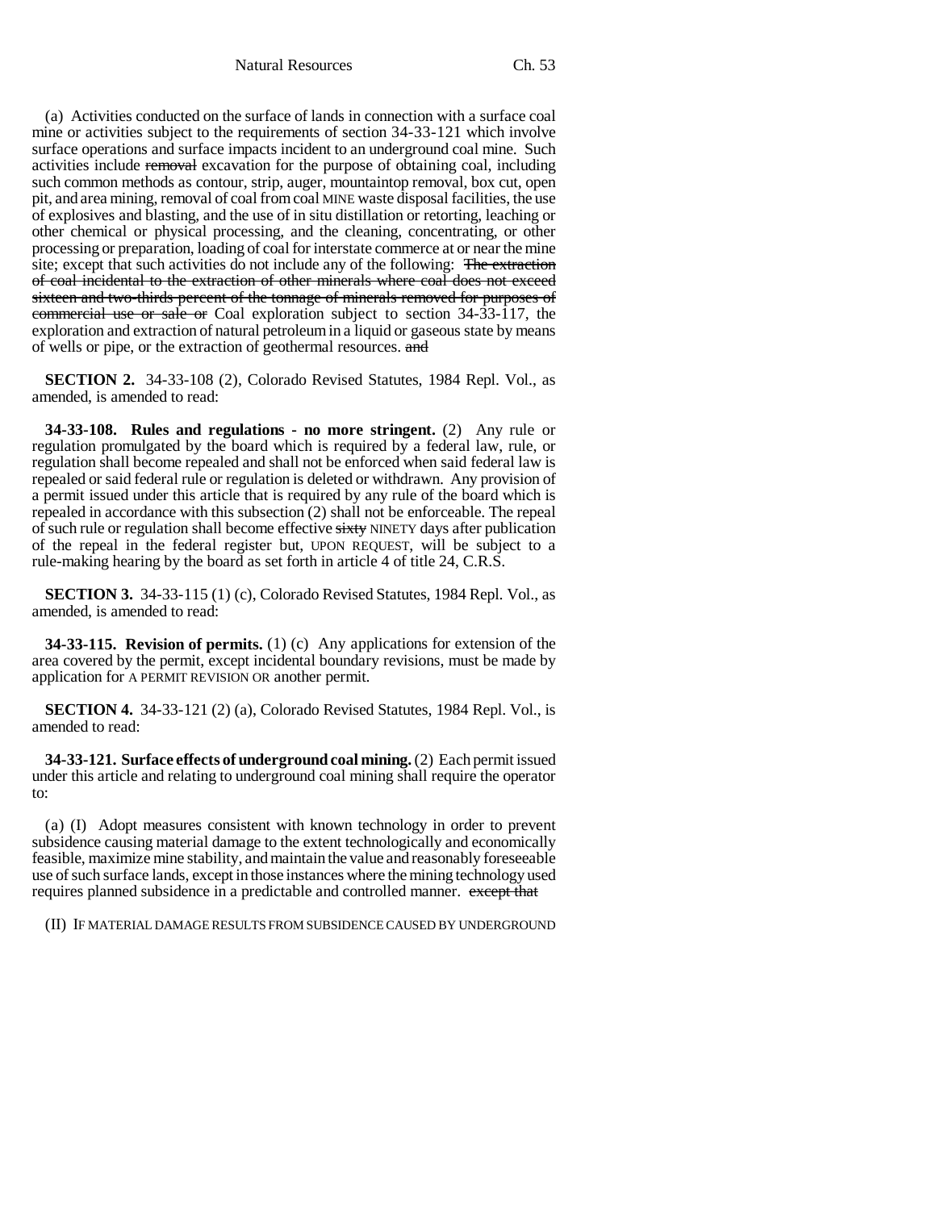(a) Activities conducted on the surface of lands in connection with a surface coal mine or activities subject to the requirements of section 34-33-121 which involve surface operations and surface impacts incident to an underground coal mine. Such activities include ~~removal~~ excavation for the purpose of obtaining coal, including such common methods as contour, strip, auger, mountaintop removal, box cut, open pit, and area mining, removal of coal from coal MINE waste disposal facilities, the use of explosives and blasting, and the use of in situ distillation or retorting, leaching or other chemical or physical processing, and the cleaning, concentrating, or other processing or preparation, loading of coal for interstate commerce at or near the mine site; except that such activities do not include any of the following: ~~The extraction of coal incidental to the extraction of other minerals where coal does not exceed sixteen and two-thirds percent of the tonnage of minerals removed for purposes of commercial use or sale or~~ Coal exploration subject to section 34-33-117, the exploration and extraction of natural petroleum in a liquid or gaseous state by means of wells or pipe, or the extraction of geothermal resources. ~~and~~

**SECTION 2.** 34-33-108 (2), Colorado Revised Statutes, 1984 Repl. Vol., as amended, is amended to read:

**34-33-108. Rules and regulations - no more stringent.** (2) Any rule or regulation promulgated by the board which is required by a federal law, rule, or regulation shall become repealed and shall not be enforced when said federal law is repealed or said federal rule or regulation is deleted or withdrawn. Any provision of a permit issued under this article that is required by any rule of the board which is repealed in accordance with this subsection (2) shall not be enforceable. The repeal of such rule or regulation shall become effective ~~sixty~~ NINETY days after publication of the repeal in the federal register but, UPON REQUEST, will be subject to a rule-making hearing by the board as set forth in article 4 of title 24, C.R.S.

**SECTION 3.** 34-33-115 (1) (c), Colorado Revised Statutes, 1984 Repl. Vol., as amended, is amended to read:

**34-33-115. Revision of permits.** (1) (c) Any applications for extension of the area covered by the permit, except incidental boundary revisions, must be made by application for A PERMIT REVISION OR another permit.

**SECTION 4.** 34-33-121 (2) (a), Colorado Revised Statutes, 1984 Repl. Vol., is amended to read:

**34-33-121. Surface effects of underground coal mining.** (2) Each permit issued under this article and relating to underground coal mining shall require the operator to:

(a) (I) Adopt measures consistent with known technology in order to prevent subsidence causing material damage to the extent technologically and economically feasible, maximize mine stability, and maintain the value and reasonably foreseeable use of such surface lands, except in those instances where the mining technology used requires planned subsidence in a predictable and controlled manner. ~~except that~~

(II) IF MATERIAL DAMAGE RESULTS FROM SUBSIDENCE CAUSED BY UNDERGROUND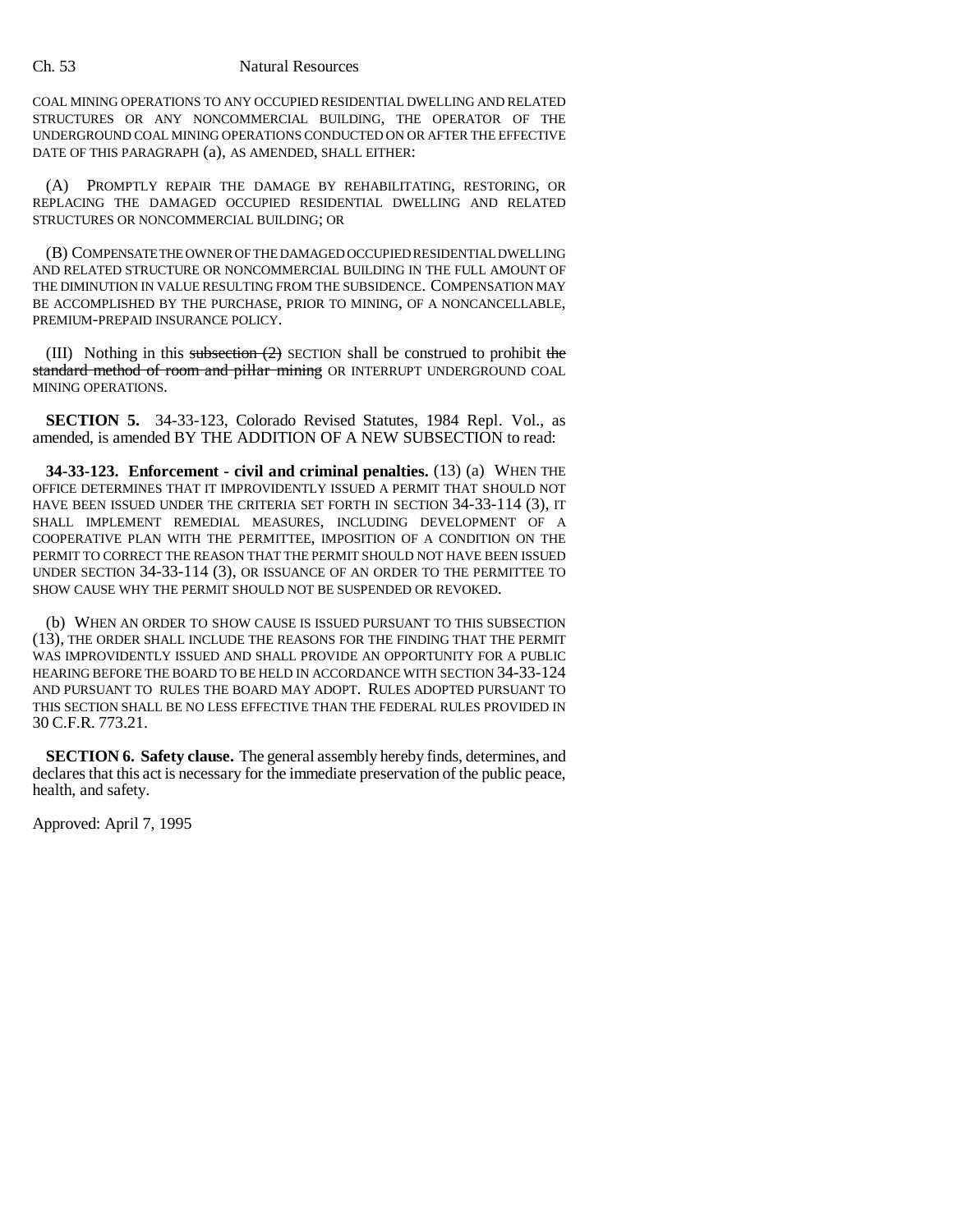COAL MINING OPERATIONS TO ANY OCCUPIED RESIDENTIAL DWELLING AND RELATED STRUCTURES OR ANY NONCOMMERCIAL BUILDING, THE OPERATOR OF THE UNDERGROUND COAL MINING OPERATIONS CONDUCTED ON OR AFTER THE EFFECTIVE DATE OF THIS PARAGRAPH (a), AS AMENDED, SHALL EITHER:

(A) PROMPTLY REPAIR THE DAMAGE BY REHABILITATING, RESTORING, OR REPLACING THE DAMAGED OCCUPIED RESIDENTIAL DWELLING AND RELATED STRUCTURES OR NONCOMMERCIAL BUILDING; OR

(B) COMPENSATE THE OWNER OF THE DAMAGED OCCUPIED RESIDENTIAL DWELLING AND RELATED STRUCTURE OR NONCOMMERCIAL BUILDING IN THE FULL AMOUNT OF THE DIMINUTION IN VALUE RESULTING FROM THE SUBSIDENCE. COMPENSATION MAY BE ACCOMPLISHED BY THE PURCHASE, PRIOR TO MINING, OF A NONCANCELLABLE, PREMIUM-PREPAID INSURANCE POLICY.

(III) Nothing in this ~~subsection (2)~~ SECTION shall be construed to prohibit ~~the standard method of room and pillar mining~~ OR INTERRUPT UNDERGROUND COAL MINING OPERATIONS.

**SECTION 5.** 34-33-123, Colorado Revised Statutes, 1984 Repl. Vol., as amended, is amended BY THE ADDITION OF A NEW SUBSECTION to read:

**34-33-123. Enforcement - civil and criminal penalties.** (13) (a) WHEN THE OFFICE DETERMINES THAT IT IMPROVIDENTLY ISSUED A PERMIT THAT SHOULD NOT HAVE BEEN ISSUED UNDER THE CRITERIA SET FORTH IN SECTION 34-33-114 (3), IT SHALL IMPLEMENT REMEDIAL MEASURES, INCLUDING DEVELOPMENT OF A COOPERATIVE PLAN WITH THE PERMITTEE, IMPOSITION OF A CONDITION ON THE PERMIT TO CORRECT THE REASON THAT THE PERMIT SHOULD NOT HAVE BEEN ISSUED UNDER SECTION 34-33-114 (3), OR ISSUANCE OF AN ORDER TO THE PERMITTEE TO SHOW CAUSE WHY THE PERMIT SHOULD NOT BE SUSPENDED OR REVOKED.

(b) WHEN AN ORDER TO SHOW CAUSE IS ISSUED PURSUANT TO THIS SUBSECTION (13), THE ORDER SHALL INCLUDE THE REASONS FOR THE FINDING THAT THE PERMIT WAS IMPROVIDENTLY ISSUED AND SHALL PROVIDE AN OPPORTUNITY FOR A PUBLIC HEARING BEFORE THE BOARD TO BE HELD IN ACCORDANCE WITH SECTION 34-33-124 AND PURSUANT TO RULES THE BOARD MAY ADOPT. RULES ADOPTED PURSUANT TO THIS SECTION SHALL BE NO LESS EFFECTIVE THAN THE FEDERAL RULES PROVIDED IN 30 C.F.R. 773.21.

**SECTION 6. Safety clause.** The general assembly hereby finds, determines, and declares that this act is necessary for the immediate preservation of the public peace, health, and safety.

Approved: April 7, 1995